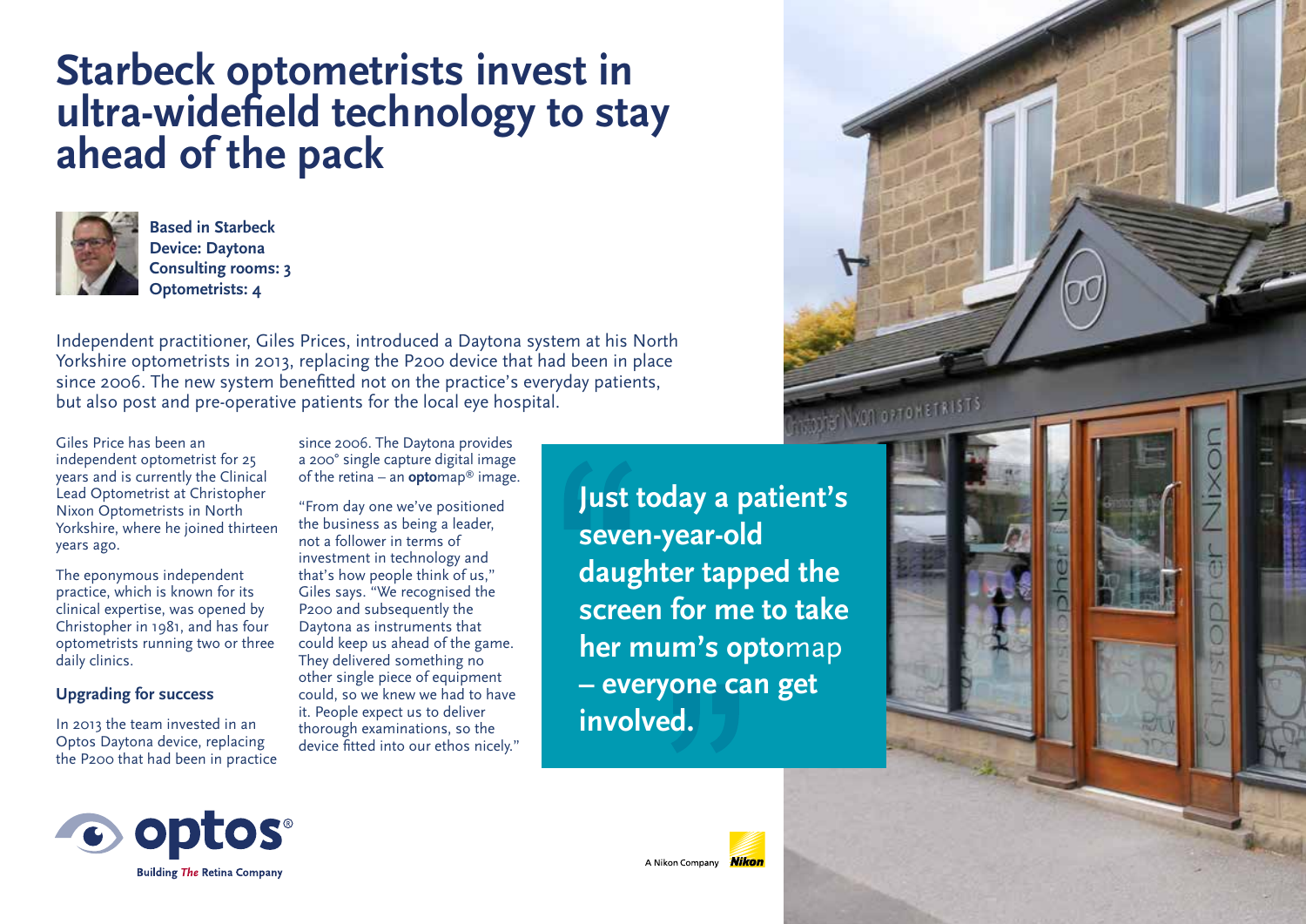# Starbeck optometrists invest in ultra-widefield technology to stay ahead of the pack

**Based in Starbeck**
**Device: Daytona**
**Consulting rooms: 3**
**Optometrists: 4**

Independent practitioner, Giles Prices, introduced a Daytona system at his North Yorkshire optometrists in 2013, replacing the P200 device that had been in place since 2006. The new system benefitted not on the practice's everyday patients, but also post and pre-operative patients for the local eye hospital.

Giles Price has been an independent optometrist for 25 years and is currently the Clinical Lead Optometrist at Christopher Nixon Optometrists in North Yorkshire, where he joined thirteen years ago.

The eponymous independent practice, which is known for its clinical expertise, was opened by Christopher in 1981, and has four optometrists running two or three daily clinics.

### Upgrading for success

In 2013 the team invested in an Optos Daytona device, replacing the P200 that had been in practice since 2006. The Daytona provides a 200° single capture digital image of the retina – an **opto**map® image.

"From day one we've positioned the business as being a leader, not a follower in terms of investment in technology and that's how people think of us," Giles says. "We recognised the P200 and subsequently the Daytona as instruments that could keep us ahead of the game. They delivered something no other single piece of equipment could, so we knew we had to have it. People expect us to deliver thorough examinations, so the device fitted into our ethos nicely."

> **Just today a patient's seven-year-old daughter tapped the screen for me to take her mum's opto**map **– everyone can get involved.**

**optos®** Building *The* Retina Company

A Nikon Company Nikon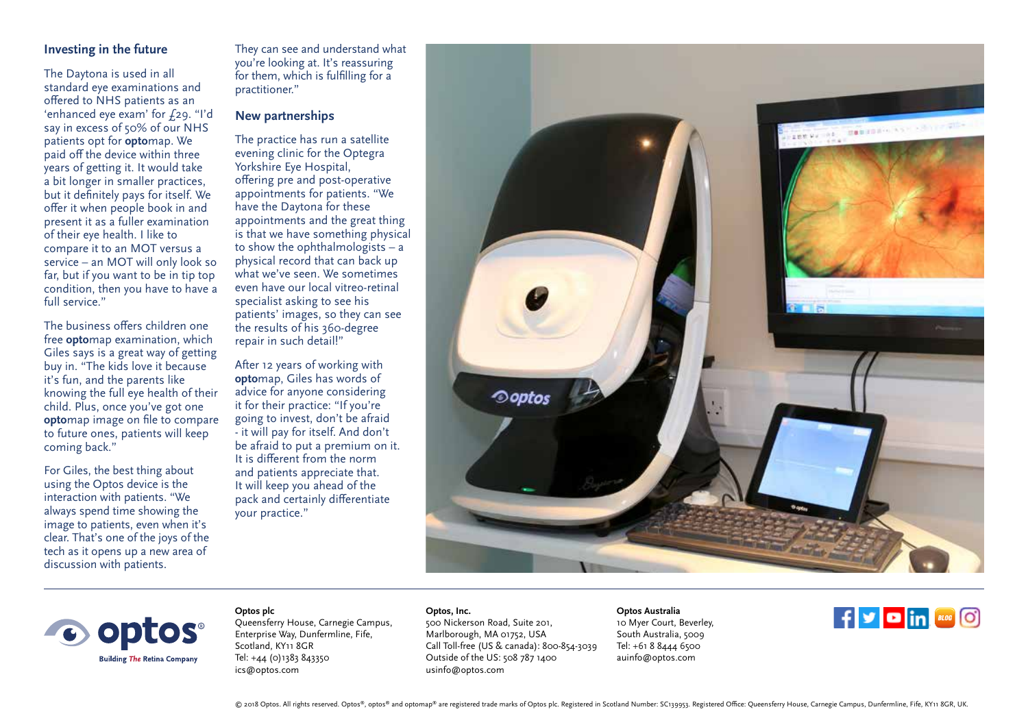## Investing in the future

The Daytona is used in all standard eye examinations and offered to NHS patients as an 'enhanced eye exam' for £29. "I'd say in excess of 50% of our NHS patients opt for **opto**map. We paid off the device within three years of getting it. It would take a bit longer in smaller practices, but it definitely pays for itself. We offer it when people book in and present it as a fuller examination of their eye health. I like to compare it to an MOT versus a service – an MOT will only look so far, but if you want to be in tip top condition, then you have to have a full service."

The business offers children one free **opto**map examination, which Giles says is a great way of getting buy in. "The kids love it because it's fun, and the parents like knowing the full eye health of their child. Plus, once you've got one **opto**map image on file to compare to future ones, patients will keep coming back."

For Giles, the best thing about using the Optos device is the interaction with patients. "We always spend time showing the image to patients, even when it's clear. That's one of the joys of the tech as it opens up a new area of discussion with patients. They can see and understand what you're looking at. It's reassuring for them, which is fulfilling for a practitioner."

## New partnerships

The practice has run a satellite evening clinic for the Optegra Yorkshire Eye Hospital, offering pre and post-operative appointments for patients. "We have the Daytona for these appointments and the great thing is that we have something physical to show the ophthalmologists – a physical record that can back up what we've seen. We sometimes even have our local vitreo-retinal specialist asking to see his patients' images, so they can see the results of his 360-degree repair in such detail!"

After 12 years of working with **opto**map, Giles has words of advice for anyone considering it for their practice: "If you're going to invest, don't be afraid - it will pay for itself. And don't be afraid to put a premium on it. It is different from the norm and patients appreciate that. It will keep you ahead of the pack and certainly differentiate your practice."

optos® Building *The* Retina Company

**Optos plc**
Queensferry House, Carnegie Campus, Enterprise Way, Dunfermline, Fife, Scotland, KY11 8GR
Tel: +44 (0)1383 843350
ics@optos.com

**Optos, Inc.**
500 Nickerson Road, Suite 201, Marlborough, MA 01752, USA
Call Toll-free (US & canada): 800-854-3039
Outside of the US: 508 787 1400
usinfo@optos.com

**Optos Australia**
10 Myer Court, Beverley, South Australia, 5009
Tel: +61 8 8444 6500
auinfo@optos.com

© 2018 Optos. All rights reserved. Optos®, optos® and optomap® are registered trade marks of Optos plc. Registered in Scotland Number: SC139953. Registered Office: Queensferry House, Carnegie Campus, Dunfermline, Fife, KY11 8GR, UK.